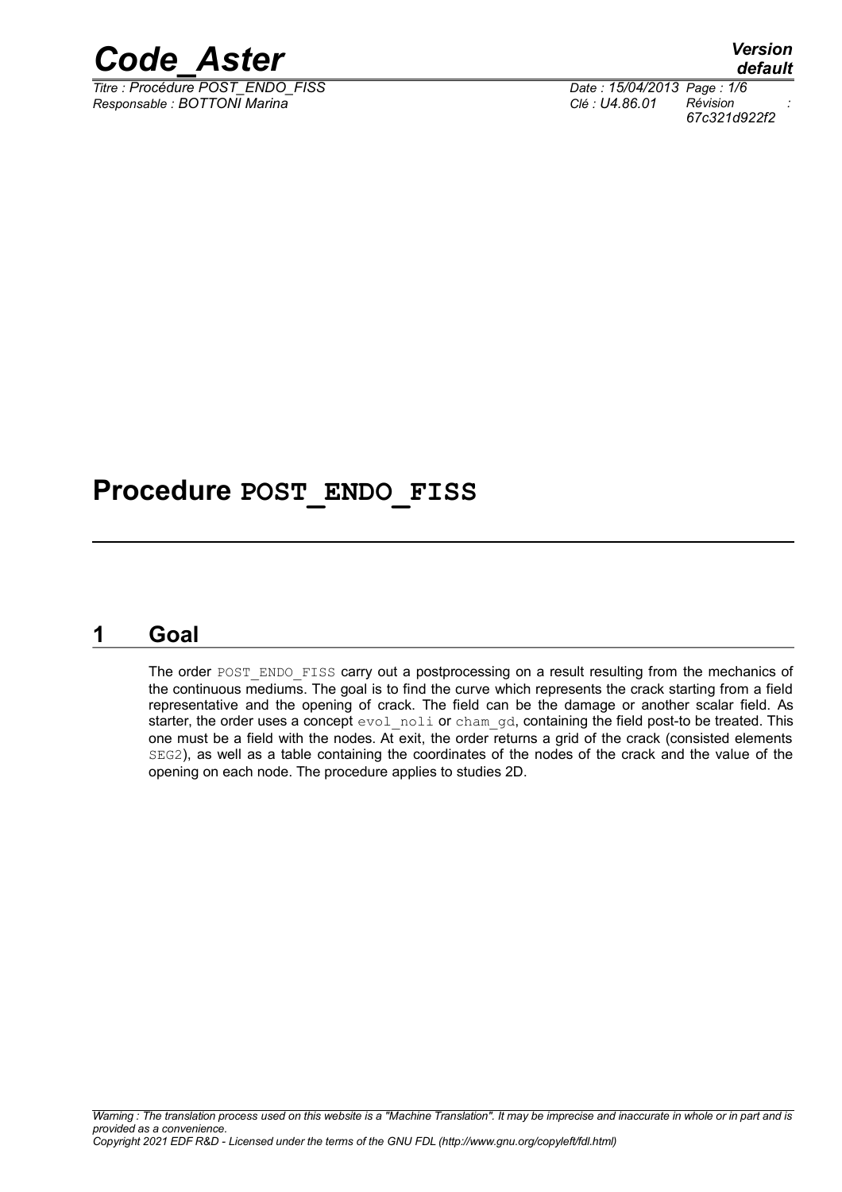# Procedure POST_ENDO_FISS

## 1 Goal

The order POST_ENDO_FISS carry out a postprocessing on a result resulting from the mechanics of the continuous mediums. The goal is to find the curve which represents the crack starting from a field representative and the opening of crack. The field can be the damage or another scalar field. As starter, the order uses a concept evol_noli or cham_gd, containing the field post-to be treated. This one must be a field with the nodes. At exit, the order returns a grid of the crack (consisted elements SEG2), as well as a table containing the coordinates of the nodes of the crack and the value of the opening on each node. The procedure applies to studies 2D.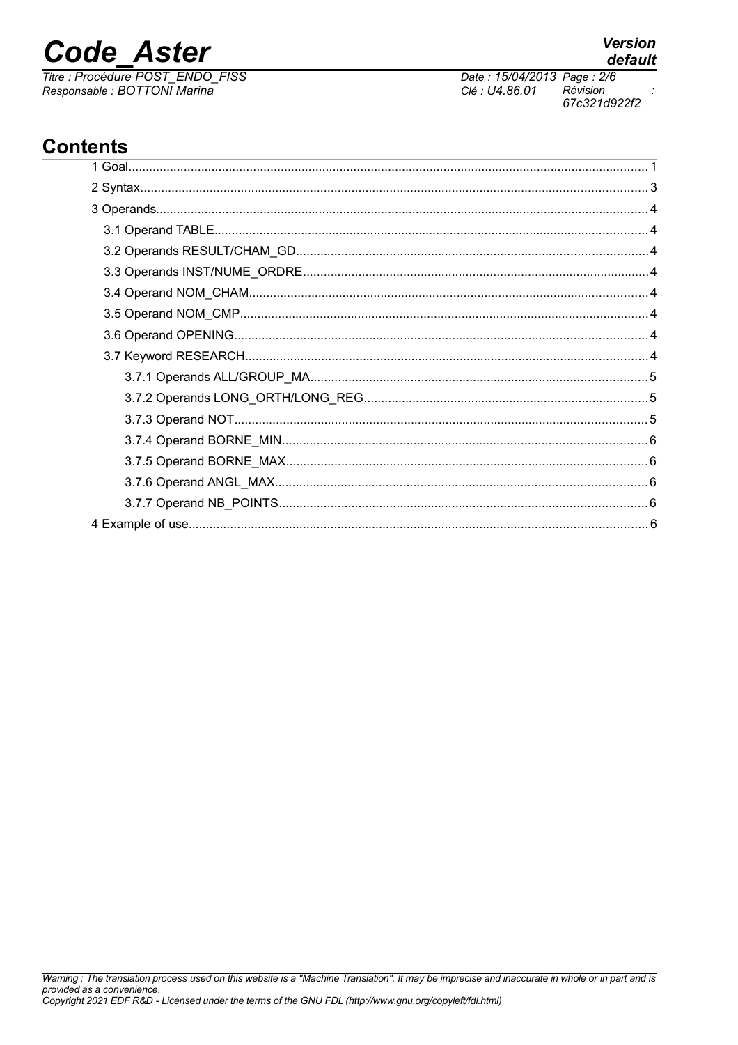## Contents

1 Goal........................................................................................................................................1
2 Syntax......................................................................................................................................3
3 Operands..................................................................................................................................4
3.1 Operand TABLE................................................................................................................4
3.2 Operands RESULT/CHAM_GD........................................................................................4
3.3 Operands INST/NUME_ORDRE.......................................................................................4
3.4 Operand NOM_CHAM......................................................................................................4
3.5 Operand NOM_CMP.........................................................................................................4
3.6 Operand OPENING...........................................................................................................4
3.7 Keyword RESEARCH.......................................................................................................4
3.7.1 Operands ALL/GROUP_MA.....................................................................................5
3.7.2 Operands LONG_ORTH/LONG_REG.....................................................................5
3.7.3 Operand NOT...........................................................................................................5
3.7.4 Operand BORNE_MIN..............................................................................................6
3.7.5 Operand BORNE_MAX.............................................................................................6
3.7.6 Operand ANGL_MAX................................................................................................6
3.7.7 Operand NB_POINTS...............................................................................................6
4 Example of use........................................................................................................................6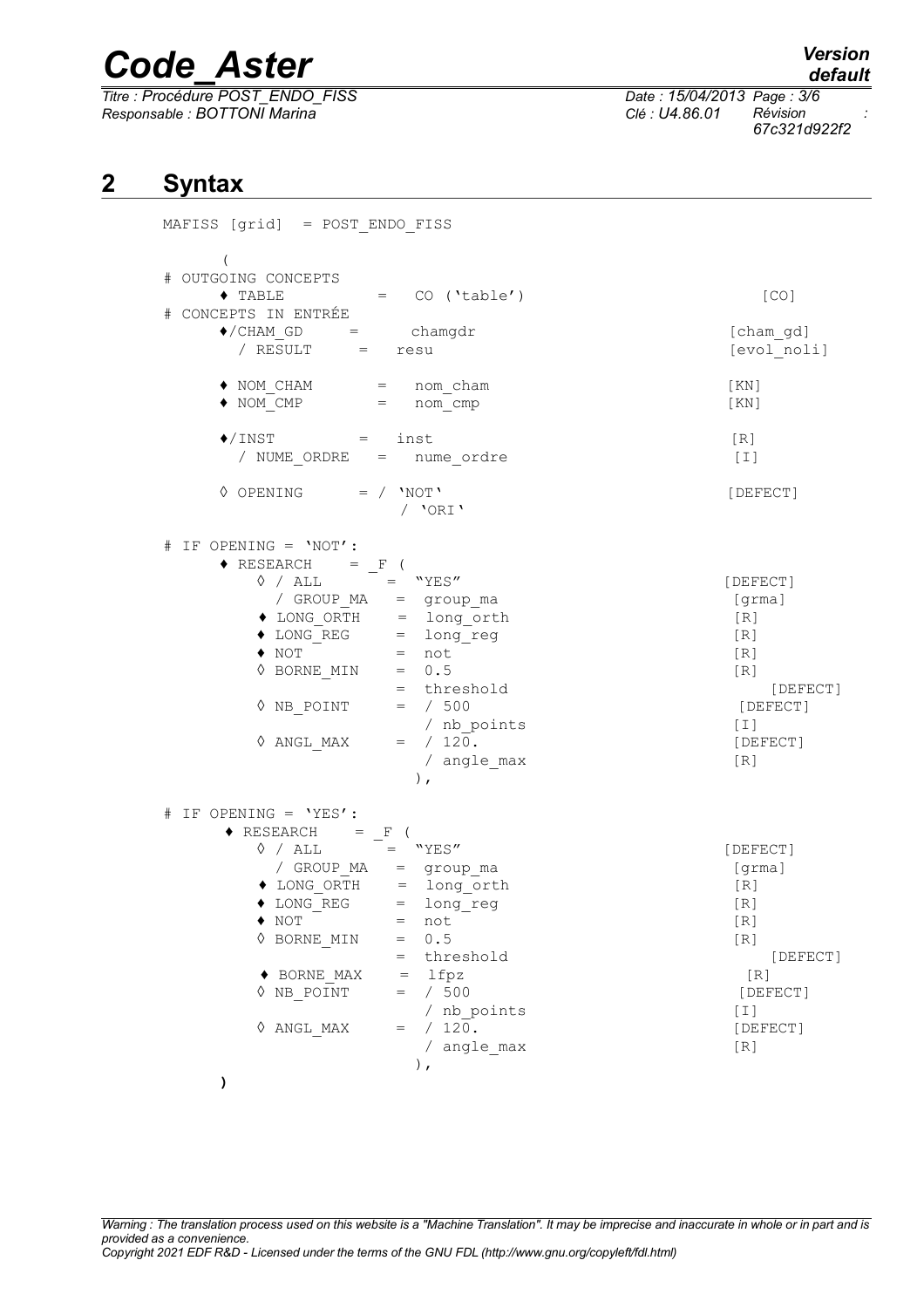## 2 Syntax

```
MAFISS [grid]  = POST_ENDO_FISS

      (
# OUTGOING CONCEPTS
     ♦ TABLE          =   CO ('table')                              [CO]
# CONCEPTS IN ENTRÉE
     ♦/CHAM_GD      =      chamgdr                                  [cham_gd]
      / RESULT      =   resu                                        [evol_noli]

     ♦ NOM_CHAM       =   nom_cham                                  [KN]
     ♦ NOM_CMP        =   nom_cmp                                   [KN]

     ♦/INST          =   inst                                       [R]
      / NUME_ORDRE   =   nume_ordre                                 [I]

     ◊ OPENING       = / 'NOT'                                      [DEFECT]
                       / 'ORI'

# IF OPENING = 'NOT':
     ♦ RESEARCH    = _F (
        ◊ / ALL        =  "YES"                                     [DEFECT]
          / GROUP_MA   =  group_ma                                  [grma]
        ♦ LONG_ORTH    =  long_orth                                 [R]
        ♦ LONG_REG     =  long_reg                                  [R]
        ♦ NOT          =  not                                       [R]
        ◊ BORNE_MIN    =  0.5                                       [R]
                       =  threshold                                    [DEFECT]
        ◊ NB_POINT     =  / 500                                      [DEFECT]
                          / nb_points                               [I]
        ◊ ANGL_MAX     =  / 120.                                    [DEFECT]
                          / angle_max                               [R]
                         ),

# IF OPENING = 'YES':
     ♦ RESEARCH    = _F (
        ◊ / ALL        =  "YES"                                     [DEFECT]
          / GROUP_MA   =  group_ma                                  [grma]
        ♦ LONG_ORTH    =  long_orth                                 [R]
        ♦ LONG_REG     =  long_reg                                  [R]
        ♦ NOT          =  not                                       [R]
        ◊ BORNE_MIN    =  0.5                                       [R]
                       =  threshold                                    [DEFECT]
        ♦ BORNE_MAX    =  lfpz                                       [R]
        ◊ NB_POINT     =  / 500                                      [DEFECT]
                          / nb_points                               [I]
        ◊ ANGL_MAX     =  / 120.                                    [DEFECT]
                          / angle_max                               [R]
                         ),
      )
```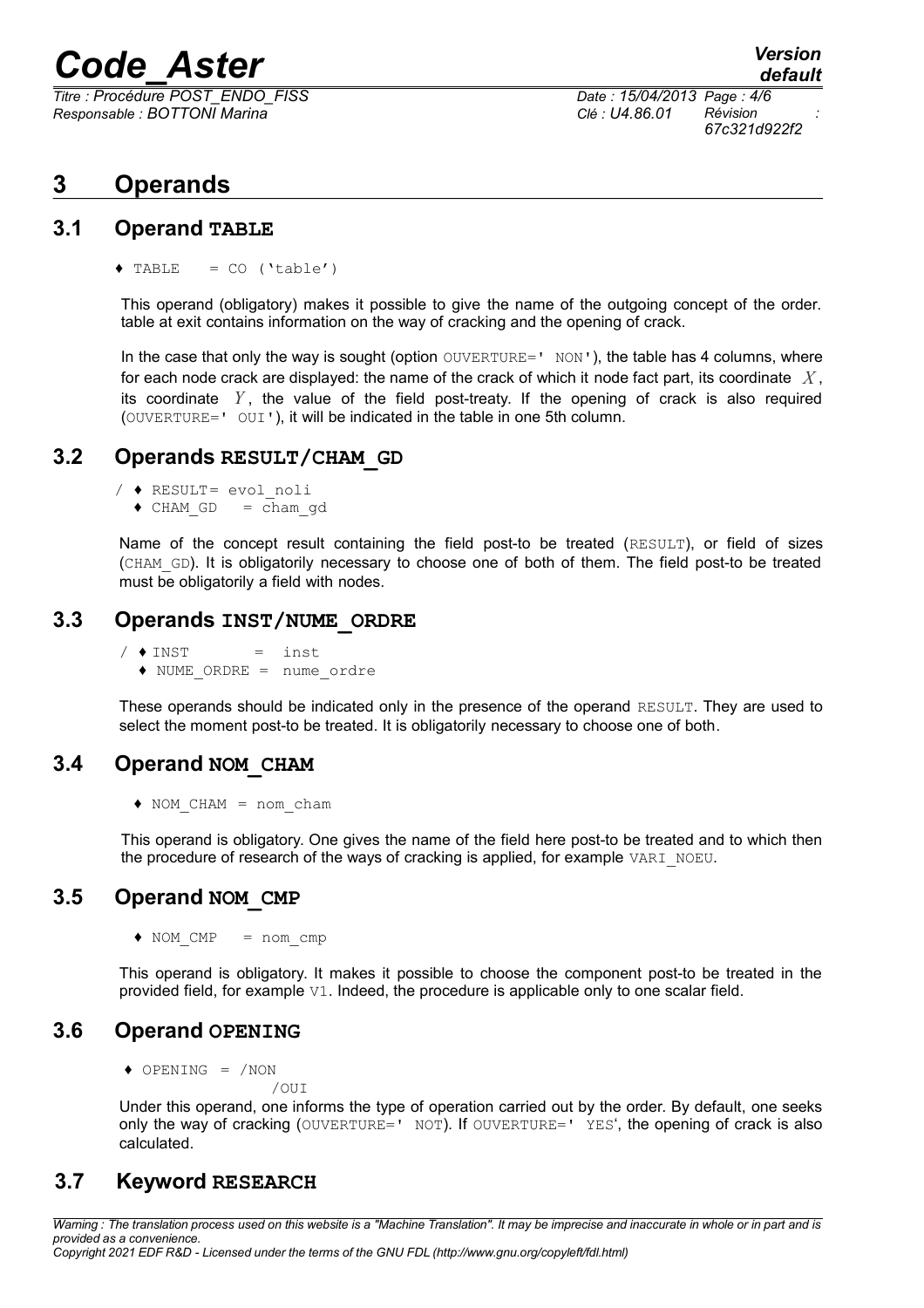# 3 Operands

## 3.1 Operand TABLE

```
♦ TABLE    = CO ('table')
```

This operand (obligatory) makes it possible to give the name of the outgoing concept of the order. table at exit contains information on the way of cracking and the opening of crack.

In the case that only the way is sought (option `OUVERTURE=' NON'`), the table has 4 columns, where for each node crack are displayed: the name of the crack of which it node fact part, its coordinate $X$, its coordinate $Y$, the value of the field post-treaty. If the opening of crack is also required (`OUVERTURE=' OUI'`), it will be indicated in the table in one 5th column.

## 3.2 Operands RESULT/CHAM_GD

```
/ ♦ RESULT= evol_noli
  ♦ CHAM_GD   = cham_gd
```

Name of the concept result containing the field post-to be treated (`RESULT`), or field of sizes (`CHAM_GD`). It is obligatorily necessary to choose one of both of them. The field post-to be treated must be obligatorily a field with nodes.

## 3.3 Operands INST/NUME_ORDRE

```
/ ♦ INST       =  inst
  ♦ NUME_ORDRE =  nume_ordre
```

These operands should be indicated only in the presence of the operand `RESULT`. They are used to select the moment post-to be treated. It is obligatorily necessary to choose one of both.

## 3.4 Operand NOM_CHAM

```
♦ NOM_CHAM = nom_cham
```

This operand is obligatory. One gives the name of the field here post-to be treated and to which then the procedure of research of the ways of cracking is applied, for example `VARI_NOEU`.

## 3.5 Operand NOM_CMP

```
♦ NOM_CMP   = nom_cmp
```

This operand is obligatory. It makes it possible to choose the component post-to be treated in the provided field, for example `V1`. Indeed, the procedure is applicable only to one scalar field.

## 3.6 Operand OPENING

```
♦ OPENING  = /NON
              /OUI
```

Under this operand, one informs the type of operation carried out by the order. By default, one seeks only the way of cracking (`OUVERTURE=' NOT`). If `OUVERTURE=' YES`', the opening of crack is also calculated.

## 3.7 Keyword RESEARCH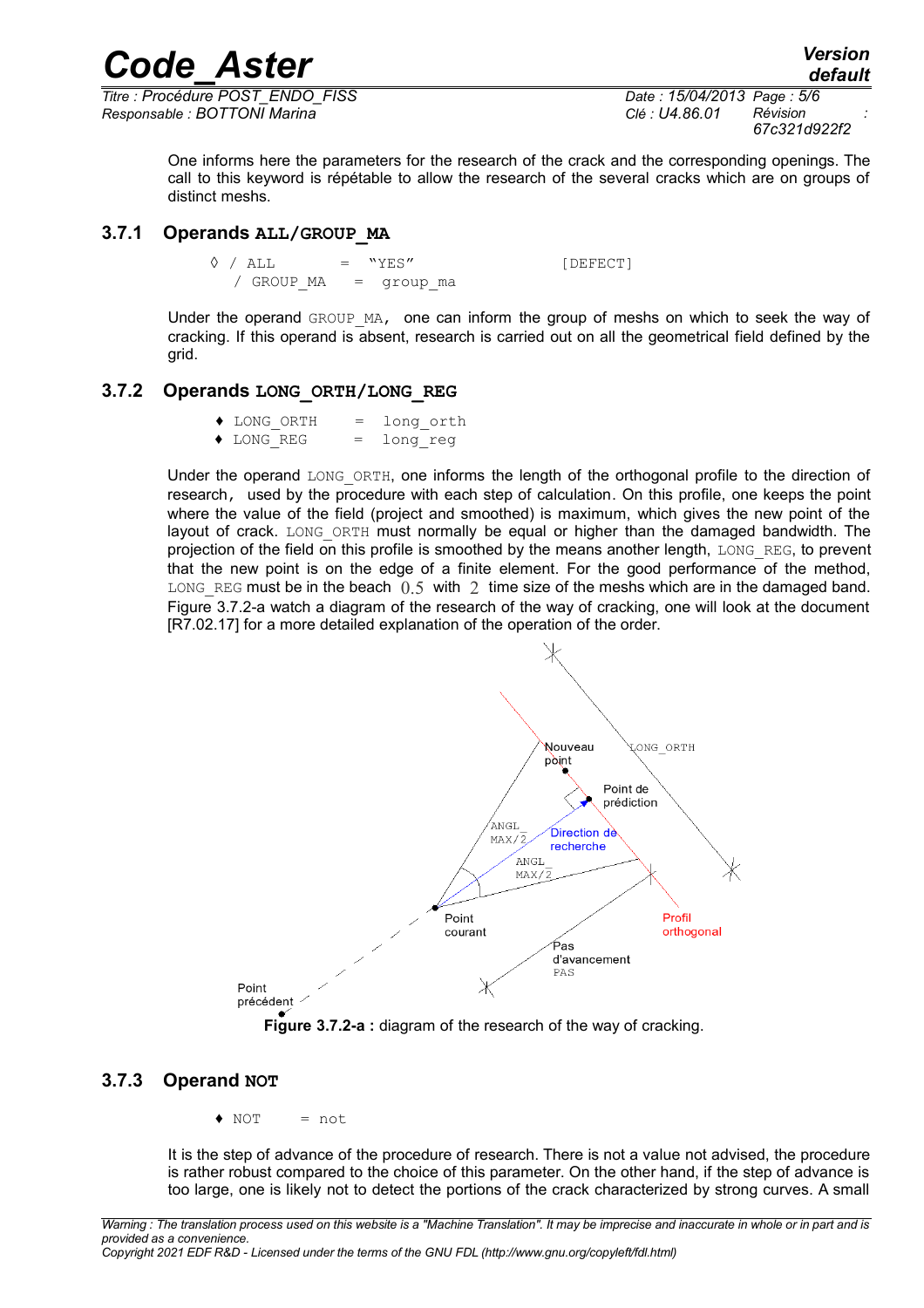One informs here the parameters for the research of the crack and the corresponding openings. The call to this keyword is répétable to allow the research of the several cracks which are on groups of distinct meshs.

### 3.7.1 Operands ALL/GROUP_MA

```
◊ / ALL       = "YES"          [DEFECT]
  / GROUP_MA   =  group_ma
```

Under the operand GROUP_MA, one can inform the group of meshs on which to seek the way of cracking. If this operand is absent, research is carried out on all the geometrical field defined by the grid.

### 3.7.2 Operands LONG_ORTH/LONG_REG

```
♦ LONG_ORTH    =  long_orth
♦ LONG_REG     =  long_reg
```

Under the operand LONG_ORTH, one informs the length of the orthogonal profile to the direction of research, used by the procedure with each step of calculation. On this profile, one keeps the point where the value of the field (project and smoothed) is maximum, which gives the new point of the layout of crack. LONG_ORTH must normally be equal or higher than the damaged bandwidth. The projection of the field on this profile is smoothed by the means another length, LONG_REG, to prevent that the new point is on the edge of a finite element. For the good performance of the method, LONG_REG must be in the beach $0.5$ with $2$ time size of the meshs which are in the damaged band. Figure 3.7.2-a watch a diagram of the research of the way of cracking, one will look at the document [R7.02.17] for a more detailed explanation of the operation of the order.

**Figure 3.7.2-a :** diagram of the research of the way of cracking.

### 3.7.3 Operand NOT

```
♦ NOT     = not
```

It is the step of advance of the procedure of research. There is not a value not advised, the procedure is rather robust compared to the choice of this parameter. On the other hand, if the step of advance is too large, one is likely not to detect the portions of the crack characterized by strong curves. A small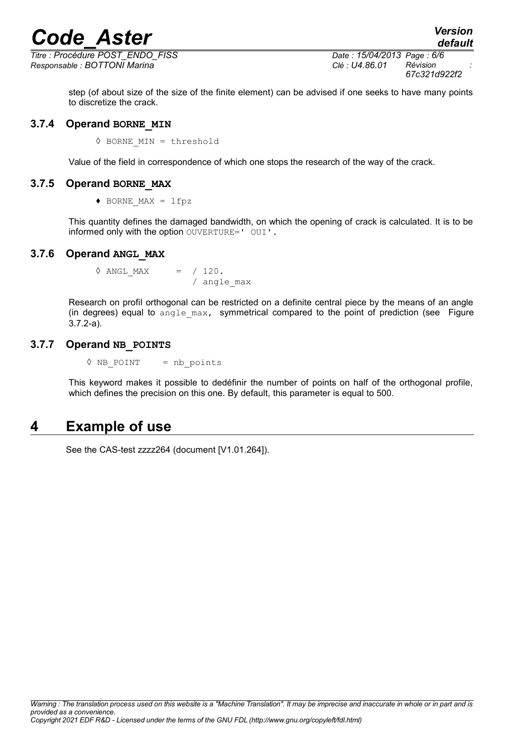step (of about size of the size of the finite element) can be advised if one seeks to have many points to discretize the crack.

### 3.7.4 Operand **BORNE_MIN**

```
◊ BORNE_MIN = threshold
```

Value of the field in correspondence of which one stops the research of the way of the crack.

### 3.7.5 Operand **BORNE_MAX**

```
♦ BORNE_MAX = lfpz
```

This quantity defines the damaged bandwidth, on which the opening of crack is calculated. It is to be informed only with the option `OUVERTURE=' OUI'`.

### 3.7.6 Operand **ANGL_MAX**

```
◊ ANGL_MAX     =  / 120.
                  / angle_max
```

Research on profil orthogonal can be restricted on a definite central piece by the means of an angle (in degrees) equal to `angle_max`, symmetrical compared to the point of prediction (see Figure 3.7.2-a).

### 3.7.7 Operand **NB_POINTS**

```
◊ NB_POINT    = nb_points
```

This keyword makes it possible to dedéfinir the number of points on half of the orthogonal profile, which defines the precision on this one. By default, this parameter is equal to 500.

## 4 Example of use

See the CAS-test zzzz264 (document [V1.01.264]).